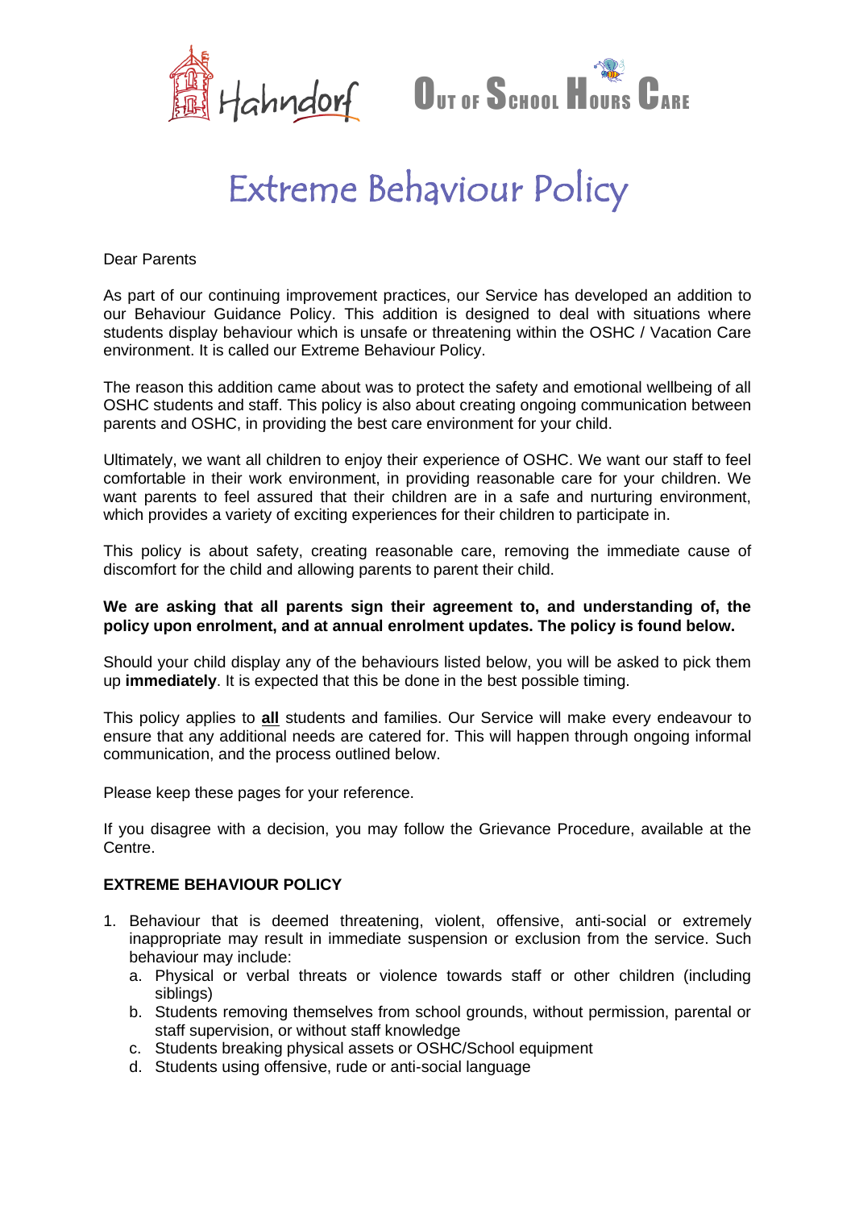Hahndorf **Out of School Hours Care**

# Extreme Behaviour Policy

Dear Parents

As part of our continuing improvement practices, our Service has developed an addition to our Behaviour Guidance Policy. This addition is designed to deal with situations where students display behaviour which is unsafe or threatening within the OSHC / Vacation Care environment. It is called our Extreme Behaviour Policy.

The reason this addition came about was to protect the safety and emotional wellbeing of all OSHC students and staff. This policy is also about creating ongoing communication between parents and OSHC, in providing the best care environment for your child.

Ultimately, we want all children to enjoy their experience of OSHC. We want our staff to feel comfortable in their work environment, in providing reasonable care for your children. We want parents to feel assured that their children are in a safe and nurturing environment, which provides a variety of exciting experiences for their children to participate in.

This policy is about safety, creating reasonable care, removing the immediate cause of discomfort for the child and allowing parents to parent their child.

**We are asking that all parents sign their agreement to, and understanding of, the policy upon enrolment, and at annual enrolment updates. The policy is found below.**

Should your child display any of the behaviours listed below, you will be asked to pick them up **immediately**. It is expected that this be done in the best possible timing.

This policy applies to **<u>all</u>** students and families. Our Service will make every endeavour to ensure that any additional needs are catered for. This will happen through ongoing informal communication, and the process outlined below.

Please keep these pages for your reference.

If you disagree with a decision, you may follow the Grievance Procedure, available at the Centre.

**EXTREME BEHAVIOUR POLICY**

1. Behaviour that is deemed threatening, violent, offensive, anti-social or extremely inappropriate may result in immediate suspension or exclusion from the service. Such behaviour may include:
   a. Physical or verbal threats or violence towards staff or other children (including siblings)
   b. Students removing themselves from school grounds, without permission, parental or staff supervision, or without staff knowledge
   c. Students breaking physical assets or OSHC/School equipment
   d. Students using offensive, rude or anti-social language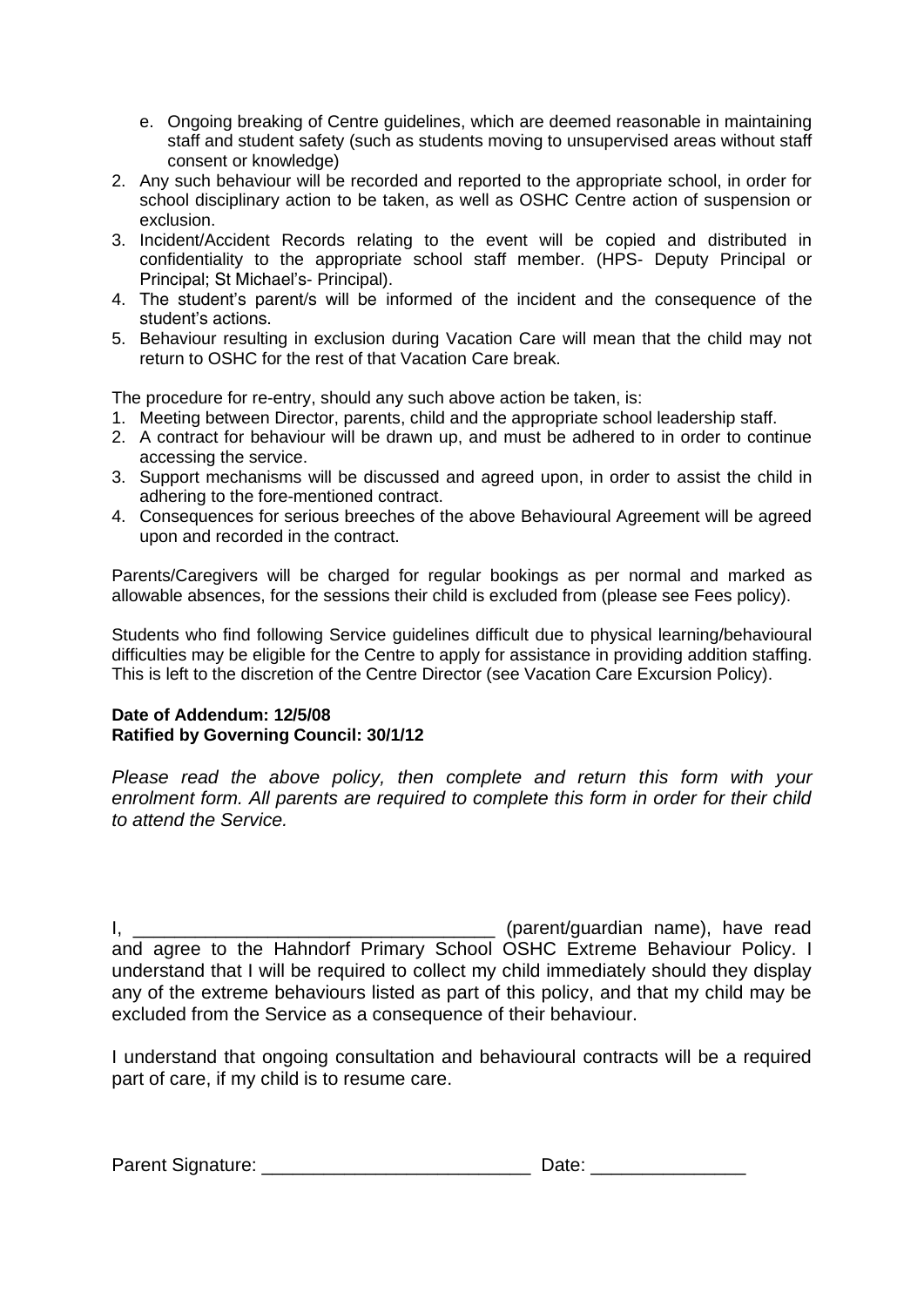e. Ongoing breaking of Centre guidelines, which are deemed reasonable in maintaining staff and student safety (such as students moving to unsupervised areas without staff consent or knowledge)
2. Any such behaviour will be recorded and reported to the appropriate school, in order for school disciplinary action to be taken, as well as OSHC Centre action of suspension or exclusion.
3. Incident/Accident Records relating to the event will be copied and distributed in confidentiality to the appropriate school staff member. (HPS- Deputy Principal or Principal; St Michael's- Principal).
4. The student's parent/s will be informed of the incident and the consequence of the student's actions.
5. Behaviour resulting in exclusion during Vacation Care will mean that the child may not return to OSHC for the rest of that Vacation Care break.

The procedure for re-entry, should any such above action be taken, is:

1. Meeting between Director, parents, child and the appropriate school leadership staff.
2. A contract for behaviour will be drawn up, and must be adhered to in order to continue accessing the service.
3. Support mechanisms will be discussed and agreed upon, in order to assist the child in adhering to the fore-mentioned contract.
4. Consequences for serious breeches of the above Behavioural Agreement will be agreed upon and recorded in the contract.

Parents/Caregivers will be charged for regular bookings as per normal and marked as allowable absences, for the sessions their child is excluded from (please see Fees policy).

Students who find following Service guidelines difficult due to physical learning/behavioural difficulties may be eligible for the Centre to apply for assistance in providing addition staffing. This is left to the discretion of the Centre Director (see Vacation Care Excursion Policy).

**Date of Addendum: 12/5/08**
**Ratified by Governing Council: 30/1/12**

*Please read the above policy, then complete and return this form with your enrolment form. All parents are required to complete this form in order for their child to attend the Service.*

I, ___________________________________ (parent/guardian name), have read and agree to the Hahndorf Primary School OSHC Extreme Behaviour Policy. I understand that I will be required to collect my child immediately should they display any of the extreme behaviours listed as part of this policy, and that my child may be excluded from the Service as a consequence of their behaviour.

I understand that ongoing consultation and behavioural contracts will be a required part of care, if my child is to resume care.

Parent Signature: __________________________ Date: _______________